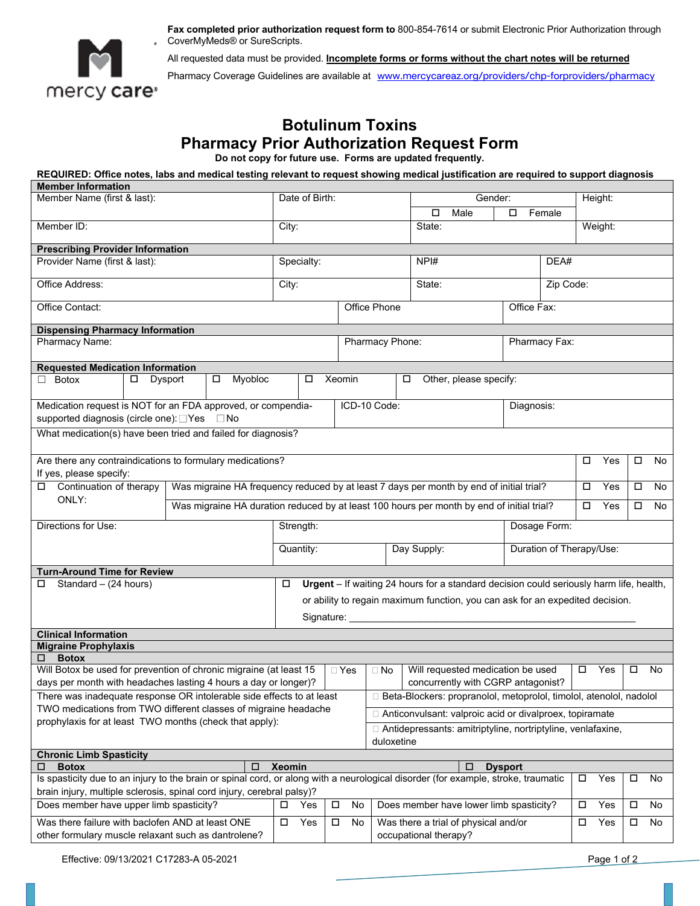mercy care

**Fax completed prior authorization request form to** 800-854-7614 or submit Electronic Prior Authorization through CoverMyMeds® or SureScripts.

All requested data must be provided. **Incomplete forms or forms without the chart notes will be returned**

Pharmacy Coverage Guidelines are available at www.mercycareaz.org/providers/chp-forproviders/pharmacy

# Botulinum Toxins
# Pharmacy Prior Authorization Request Form

**Do not copy for future use. Forms are updated frequently.**

**REQUIRED: Office notes, labs and medical testing relevant to request showing medical justification are required to support diagnosis**

**Member Information**

| Member Name (first & last): | Date of Birth: | Gender: ☐ Male ☐ Female | Height: |
|---|---|---|---|
| Member ID: | City: | State: | Weight: |

**Prescribing Provider Information**

| Provider Name (first & last): | Specialty: | NPI# | DEA# |
|---|---|---|---|
| Office Address: | City: | State: | Zip Code: |
| Office Contact: | Office Phone | Office Fax: | |

**Dispensing Pharmacy Information**

| Pharmacy Name: | Pharmacy Phone: | Pharmacy Fax: |
|---|---|---|

**Requested Medication Information**

☐ Botox ☐ Dysport ☐ Myobloc ☐ Xeomin ☐ Other, please specify:

| Medication request is NOT for an FDA approved, or compendia-supported diagnosis (circle one): ☐ Yes ☐ No | ICD-10 Code: | Diagnosis: |
|---|---|---|

What medication(s) have been tried and failed for diagnosis?

| Question | | |
|---|---|---|
| Are there any contraindications to formulary medications? If yes, please specify: | ☐ Yes | ☐ No |
| ☐ Continuation of therapy ONLY: Was migraine HA frequency reduced by at least 7 days per month by end of initial trial? | ☐ Yes | ☐ No |
| ☐ Continuation of therapy ONLY: Was migraine HA duration reduced by at least 100 hours per month by end of initial trial? | ☐ Yes | ☐ No |

| Directions for Use: | Strength: | | Dosage Form: |
|---|---|---|---|
| | Quantity: | Day Supply: | Duration of Therapy/Use: |

**Turn-Around Time for Review**

☐ Standard – (24 hours)

☐ **Urgent** – If waiting 24 hours for a standard decision could seriously harm life, health, or ability to regain maximum function, you can ask for an expedited decision.

Signature: ______________________________________________

**Clinical Information**

**Migraine Prophylaxis**

☐ **Botox**

| Question | | | Question | | |
|---|---|---|---|---|---|
| Will Botox be used for prevention of chronic migraine (at least 15 days per month with headaches lasting 4 hours a day or longer)? | ☐ Yes | ☐ No | Will requested medication be used concurrently with CGRP antagonist? | ☐ Yes | ☐ No |

There was inadequate response OR intolerable side effects to at least TWO medications from TWO different classes of migraine headache prophylaxis for at least TWO months (check that apply):

- ☐ Beta-Blockers: propranolol, metoprolol, timolol, atenolol, nadolol
- ☐ Anticonvulsant: valproic acid or divalproex, topiramate
- ☐ Antidepressants: amitriptyline, nortriptyline, venlafaxine, duloxetine

**Chronic Limb Spasticity**

☐ **Botox** ☐ **Xeomin** ☐ **Dysport**

| Question | | |
|---|---|---|
| Is spasticity due to an injury to the brain or spinal cord, or along with a neurological disorder (for example, stroke, traumatic brain injury, multiple sclerosis, spinal cord injury, cerebral palsy)? | ☐ Yes | ☐ No |

| Question | | | Question | | |
|---|---|---|---|---|---|
| Does member have upper limb spasticity? | ☐ Yes | ☐ No | Does member have lower limb spasticity? | ☐ Yes | ☐ No |
| Was there failure with baclofen AND at least ONE other formulary muscle relaxant such as dantrolene? | ☐ Yes | ☐ No | Was there a trial of physical and/or occupational therapy? | ☐ Yes | ☐ No |

Effective: 09/13/2021 C17283-A 05-2021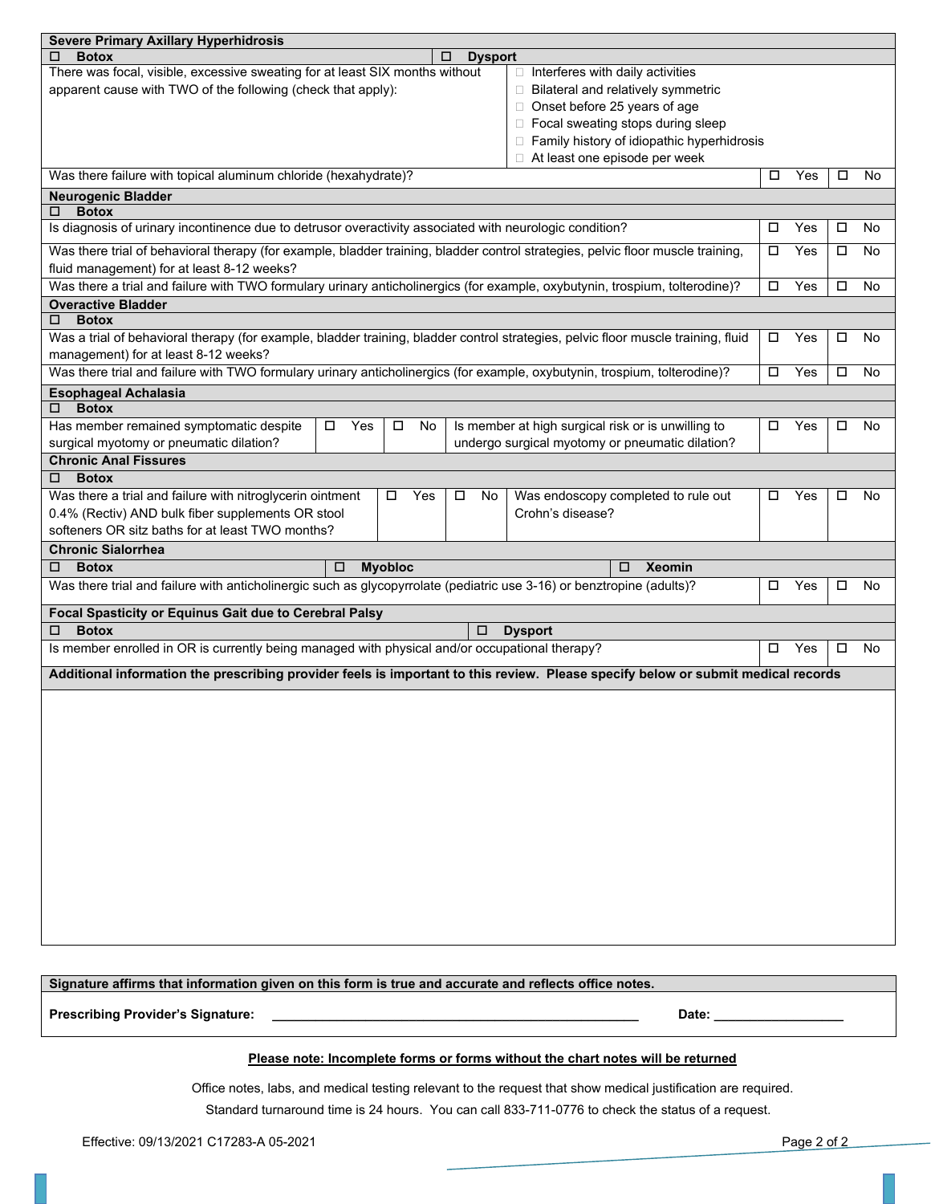| | | | | |
|---|---|---|---|---|
| **Severe Primary Axillary Hyperhidrosis** | | | | |
| ☐ **Botox** | ☐ **Dysport** | | | |
| There was focal, visible, excessive sweating for at least SIX months without apparent cause with TWO of the following (check that apply): | ☐ Interferes with daily activities<br>☐ Bilateral and relatively symmetric<br>☐ Onset before 25 years of age<br>☐ Focal sweating stops during sleep<br>☐ Family history of idiopathic hyperhidrosis<br>☐ At least one episode per week | | | |
| Was there failure with topical aluminum chloride (hexahydrate)? | | | ☐ Yes | ☐ No |

| | | |
|---|---|---|
| **Neurogenic Bladder** | | |
| ☐ **Botox** | | |
| Is diagnosis of urinary incontinence due to detrusor overactivity associated with neurologic condition? | ☐ Yes | ☐ No |
| Was there trial of behavioral therapy (for example, bladder training, bladder control strategies, pelvic floor muscle training, fluid management) for at least 8-12 weeks? | ☐ Yes | ☐ No |
| Was there a trial and failure with TWO formulary urinary anticholinergics (for example, oxybutynin, trospium, tolterodine)? | ☐ Yes | ☐ No |
| **Overactive Bladder** | | |
| ☐ **Botox** | | |
| Was a trial of behavioral therapy (for example, bladder training, bladder control strategies, pelvic floor muscle training, fluid management) for at least 8-12 weeks? | ☐ Yes | ☐ No |
| Was there trial and failure with TWO formulary urinary anticholinergics (for example, oxybutynin, trospium, tolterodine)? | ☐ Yes | ☐ No |

| | | | | | |
|---|---|---|---|---|---|
| **Esophageal Achalasia** | | | | | |
| ☐ **Botox** | | | | | |
| Has member remained symptomatic despite surgical myotomy or pneumatic dilation? | ☐ Yes | ☐ No | Is member at high surgical risk or is unwilling to undergo surgical myotomy or pneumatic dilation? | ☐ Yes | ☐ No |
| **Chronic Anal Fissures** | | | | | |
| ☐ **Botox** | | | | | |
| Was there a trial and failure with nitroglycerin ointment 0.4% (Rectiv) AND bulk fiber supplements OR stool softeners OR sitz baths for at least TWO months? | ☐ Yes | ☐ No | Was endoscopy completed to rule out Crohn's disease? | ☐ Yes | ☐ No |

| | | | | |
|---|---|---|---|---|
| **Chronic Sialorrhea** | | | | |
| ☐ **Botox** | ☐ **Myobloc** | ☐ **Xeomin** | | |
| Was there trial and failure with anticholinergic such as glycopyrrolate (pediatric use 3-16) or benztropine (adults)? | | | ☐ Yes | ☐ No |
| **Focal Spasticity or Equinus Gait due to Cerebral Palsy** | | | | |
| ☐ **Botox** | ☐ **Dysport** | | | |
| Is member enrolled in OR is currently being managed with physical and/or occupational therapy? | | | ☐ Yes | ☐ No |

**Additional information the prescribing provider feels is important to this review. Please specify below or submit medical records**

**Signature affirms that information given on this form is true and accurate and reflects office notes.**

**Prescribing Provider's Signature:** ______________________________ **Date:** ______________

**Please note: Incomplete forms or forms without the chart notes will be returned**

Office notes, labs, and medical testing relevant to the request that show medical justification are required.

Standard turnaround time is 24 hours. You can call 833-711-0776 to check the status of a request.

Effective: 09/13/2021 C17283-A 05-2021